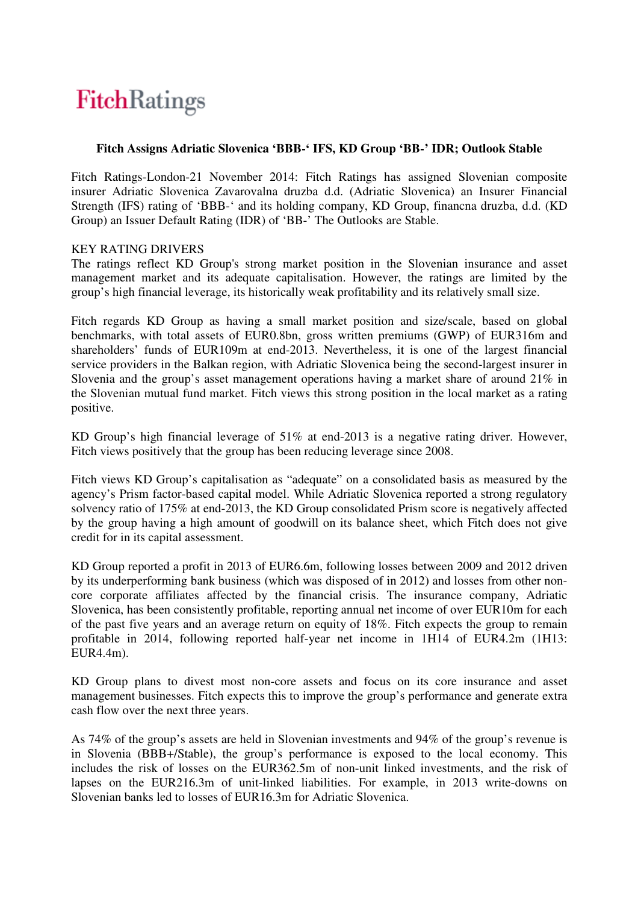FitchRatings

**Fitch Assigns Adriatic Slovenica 'BBB-' IFS, KD Group 'BB-' IDR; Outlook Stable**

Fitch Ratings-London-21 November 2014: Fitch Ratings has assigned Slovenian composite insurer Adriatic Slovenica Zavarovalna druzba d.d. (Adriatic Slovenica) an Insurer Financial Strength (IFS) rating of 'BBB-' and its holding company, KD Group, financna druzba, d.d. (KD Group) an Issuer Default Rating (IDR) of 'BB-' The Outlooks are Stable.

KEY RATING DRIVERS

The ratings reflect KD Group's strong market position in the Slovenian insurance and asset management market and its adequate capitalisation. However, the ratings are limited by the group's high financial leverage, its historically weak profitability and its relatively small size.

Fitch regards KD Group as having a small market position and size/scale, based on global benchmarks, with total assets of EUR0.8bn, gross written premiums (GWP) of EUR316m and shareholders' funds of EUR109m at end-2013. Nevertheless, it is one of the largest financial service providers in the Balkan region, with Adriatic Slovenica being the second-largest insurer in Slovenia and the group's asset management operations having a market share of around 21% in the Slovenian mutual fund market. Fitch views this strong position in the local market as a rating positive.

KD Group's high financial leverage of 51% at end-2013 is a negative rating driver. However, Fitch views positively that the group has been reducing leverage since 2008.

Fitch views KD Group's capitalisation as "adequate" on a consolidated basis as measured by the agency's Prism factor-based capital model. While Adriatic Slovenica reported a strong regulatory solvency ratio of 175% at end-2013, the KD Group consolidated Prism score is negatively affected by the group having a high amount of goodwill on its balance sheet, which Fitch does not give credit for in its capital assessment.

KD Group reported a profit in 2013 of EUR6.6m, following losses between 2009 and 2012 driven by its underperforming bank business (which was disposed of in 2012) and losses from other non-core corporate affiliates affected by the financial crisis. The insurance company, Adriatic Slovenica, has been consistently profitable, reporting annual net income of over EUR10m for each of the past five years and an average return on equity of 18%. Fitch expects the group to remain profitable in 2014, following reported half-year net income in 1H14 of EUR4.2m (1H13: EUR4.4m).

KD Group plans to divest most non-core assets and focus on its core insurance and asset management businesses. Fitch expects this to improve the group's performance and generate extra cash flow over the next three years.

As 74% of the group's assets are held in Slovenian investments and 94% of the group's revenue is in Slovenia (BBB+/Stable), the group's performance is exposed to the local economy. This includes the risk of losses on the EUR362.5m of non-unit linked investments, and the risk of lapses on the EUR216.3m of unit-linked liabilities. For example, in 2013 write-downs on Slovenian banks led to losses of EUR16.3m for Adriatic Slovenica.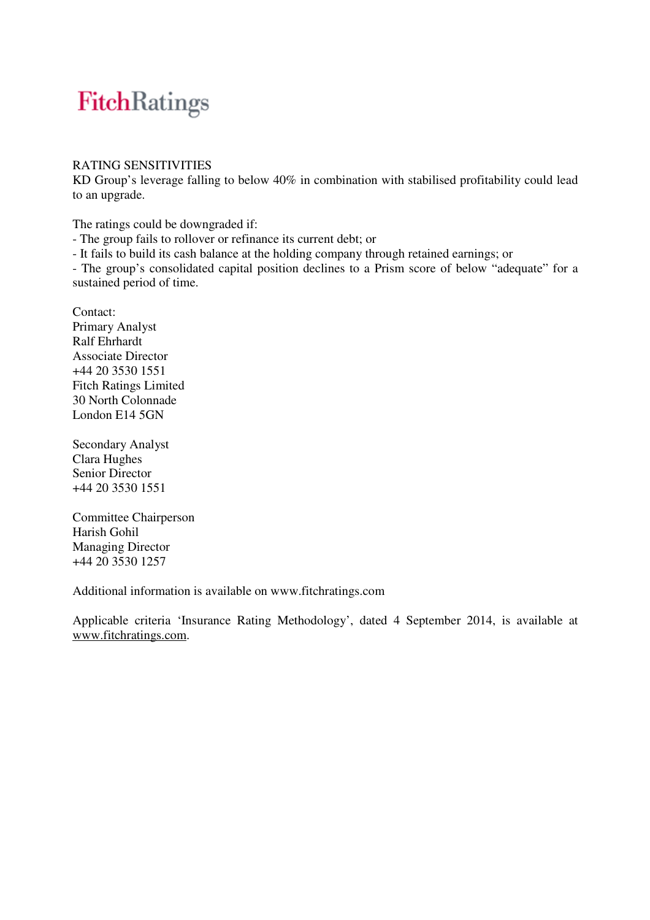RATING SENSITIVITIES

KD Group's leverage falling to below 40% in combination with stabilised profitability could lead to an upgrade.

The ratings could be downgraded if:

- The group fails to rollover or refinance its current debt; or
- It fails to build its cash balance at the holding company through retained earnings; or
- The group's consolidated capital position declines to a Prism score of below "adequate" for a sustained period of time.

Contact:
Primary Analyst
Ralf Ehrhardt
Associate Director
+44 20 3530 1551
Fitch Ratings Limited
30 North Colonnade
London E14 5GN

Secondary Analyst
Clara Hughes
Senior Director
+44 20 3530 1551

Committee Chairperson
Harish Gohil
Managing Director
+44 20 3530 1257

Additional information is available on www.fitchratings.com

Applicable criteria 'Insurance Rating Methodology', dated 4 September 2014, is available at www.fitchratings.com.